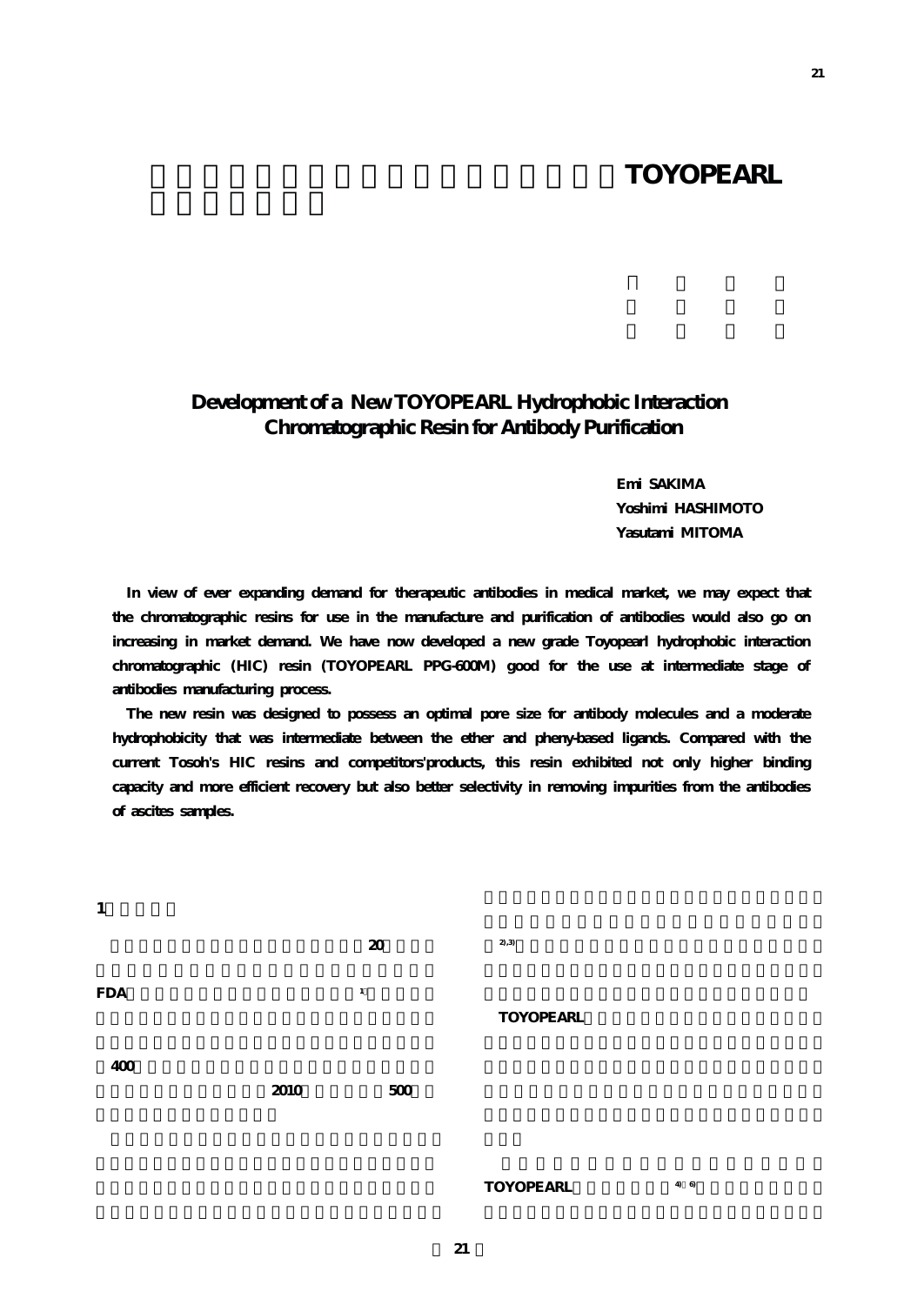# TOYOPEARL

## Development of a New TOYOPEARL Hydrophobic Interaction Chromatographic Resin for Antibody Purification

**Emi SAKIMA**
**Yoshimi HASHIMOTO**
**Yasutami MITOMA**

**In view of ever expanding demand for therapeutic antibodies in medical market, we may expect that the chromatographic resins for use in the manufacture and purification of antibodies would also go on increasing in market demand. We have now developed a new grade Toyopearl hydrophobic interaction chromatographic (HIC) resin (TOYOPEARL PPG-600M) good for the use at intermediate stage of antibodies manufacturing process.**

**The new resin was designed to possess an optimal pore size for antibody molecules and a moderate hydrophobicity that was intermediate between the ether and pheny-based ligands. Compared with the current Tosoh's HIC resins and competitors'products, this resin exhibited not only higher binding capacity and more efficient recovery but also better selectivity in removing impurities from the antibodies of ascites samples.**

**1**

20

FDA [1]

400

2010 500

[2,3]

TOYOPEARL

TOYOPEARL [4)～6)]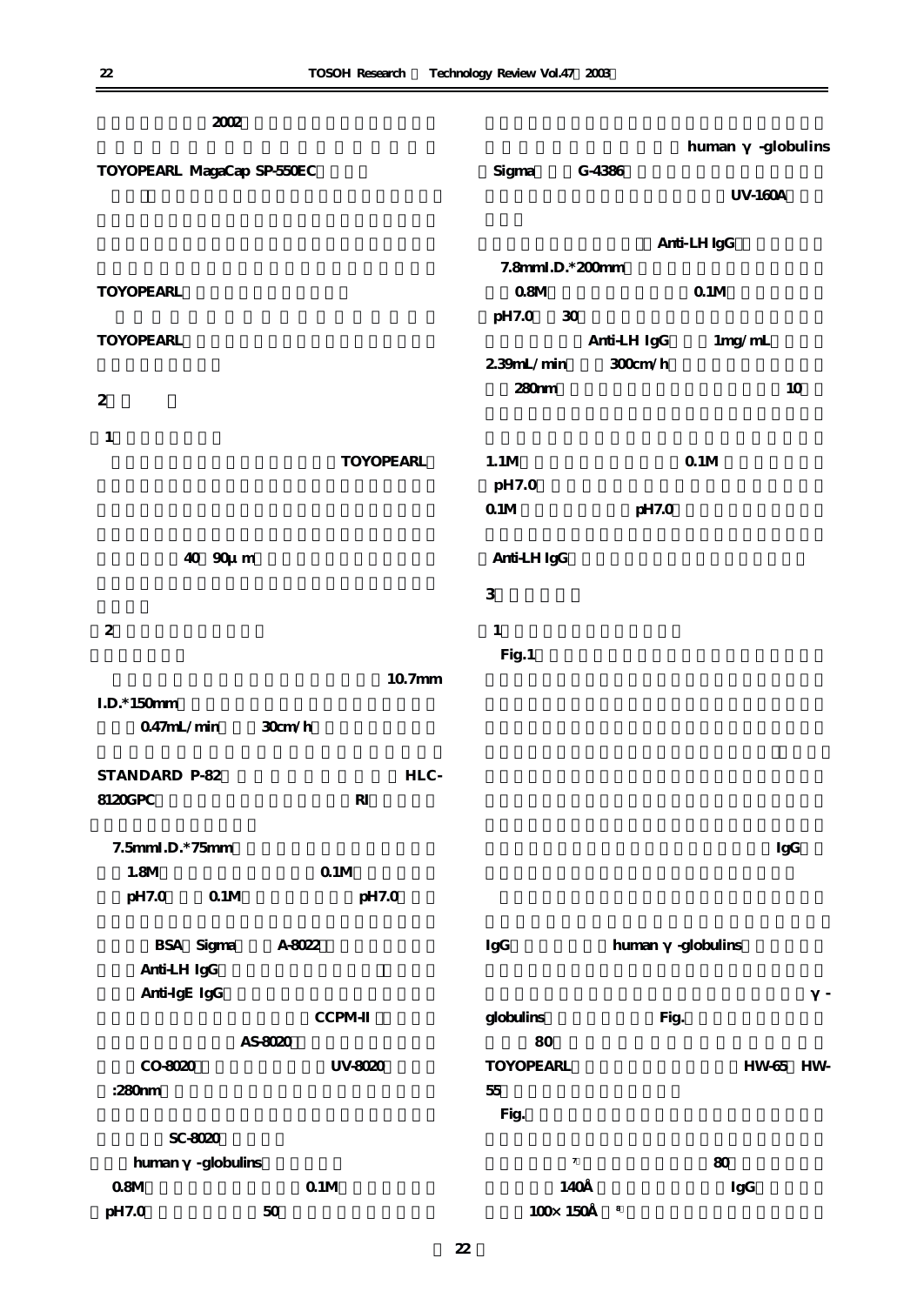2002

TOYOPEARL MagaCap SP-550EC

TOYOPEARL

TOYOPEARL

## 2

1

TOYOPEARL

40 90μm

2

10.7mm I.D.*150mm

0.47mL/min 30cm/h

STANDARD P-82 HLC-8120GPC RI

7.5mmI.D.*75mm

1.8M 0.1M

pH7.0 0.1M pH7.0

BSA Sigma A-8022

Anti-LH IgG

Anti-IgE IgG

CCPM-II

AS-8020

CO-8020 UV-8020

:280nm

SC-8020

human γ-globulins

0.8M 0.1M

pH7.0 50

human γ-globulins

Sigma G-4386

UV-160A

Anti-LH IgG

7.8mmI.D.*200mm

0.8M 0.1M

pH7.0 30

Anti-LH IgG 1mg/mL

2.39mL/min 300cm/h

280nm 10

1.1M 0.1M

pH7.0

0.1M pH7.0

Anti-LH IgG

## 3

1

Fig.1

γ-

IgG

IgG human γ-globulins

γ-globulins Fig.

80

TOYOPEARL HW-65 HW-55

Fig.

[7] 80

140Å IgG

100× 150Å [8]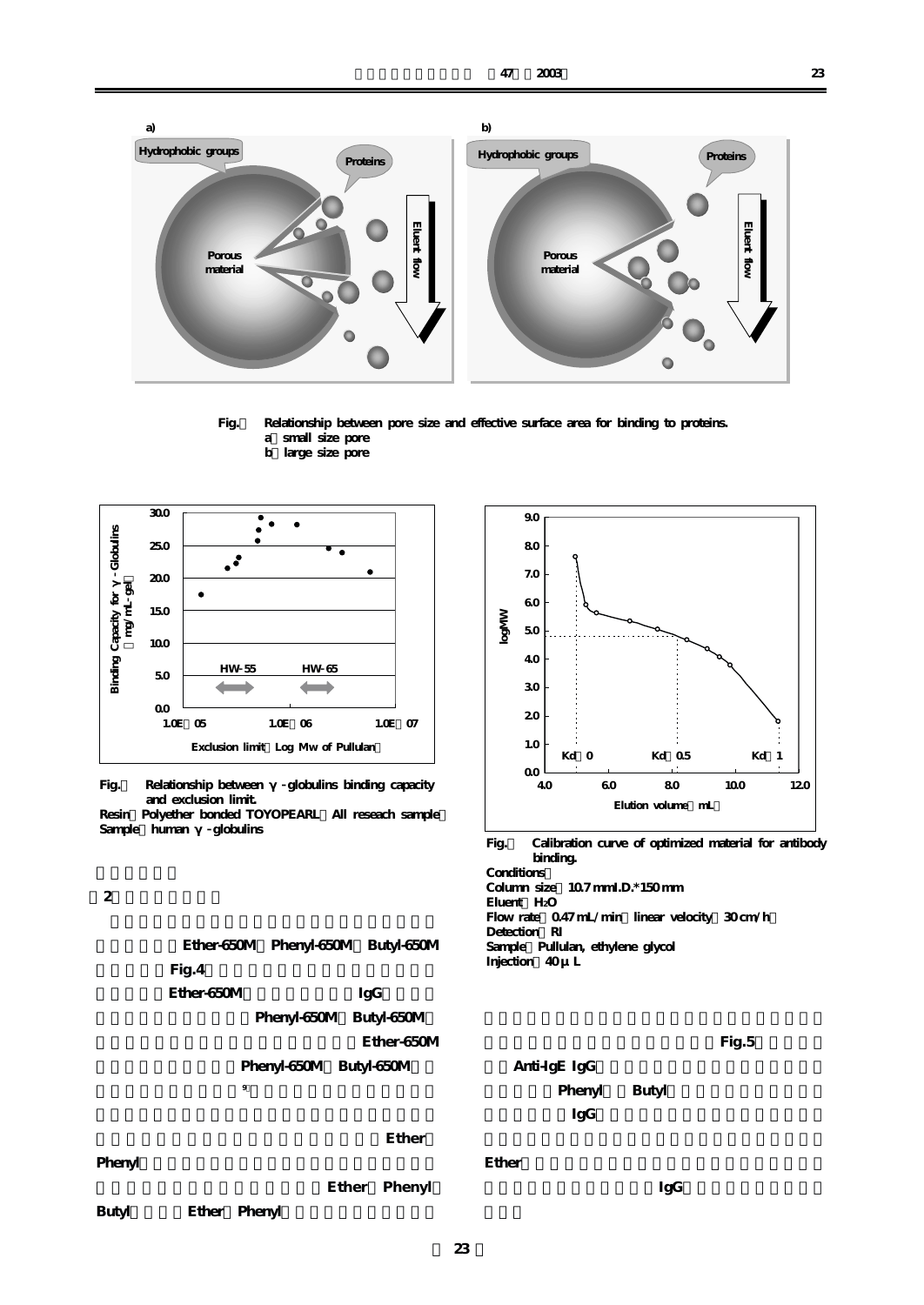Fig.　Relationship between pore size and effective surface area for binding to proteins.
a　small size pore
b　large size pore

Fig.　Relationship between γ-globulins binding capacity and exclusion limit.
Resin　Polyether bonded TOYOPEARL　All reseach sample
Sample　human γ-globulins

Fig.　Calibration curve of optimized material for antibody binding.
Conditions
Column size　10.7 mmI.D.*150 mm
Eluent　$H_2O$
Flow rate　0.47 mL/min　linear velocity　30 cm/h
Detection　RI
Sample　Pullulan, ethylene glycol
Injection　40 μL

2

Ether-650M　Phenyl-650M　Butyl-650M
Fig.4
Ether-650M　IgG
Phenyl-650M　Butyl-650M
Ether-650M
Phenyl-650M　Butyl-650M
[9]
Ether
Phenyl
Ether　Phenyl
Butyl　Ether　Phenyl

Fig.5
Anti-IgE IgG
Phenyl　Butyl
IgG
Ether
IgG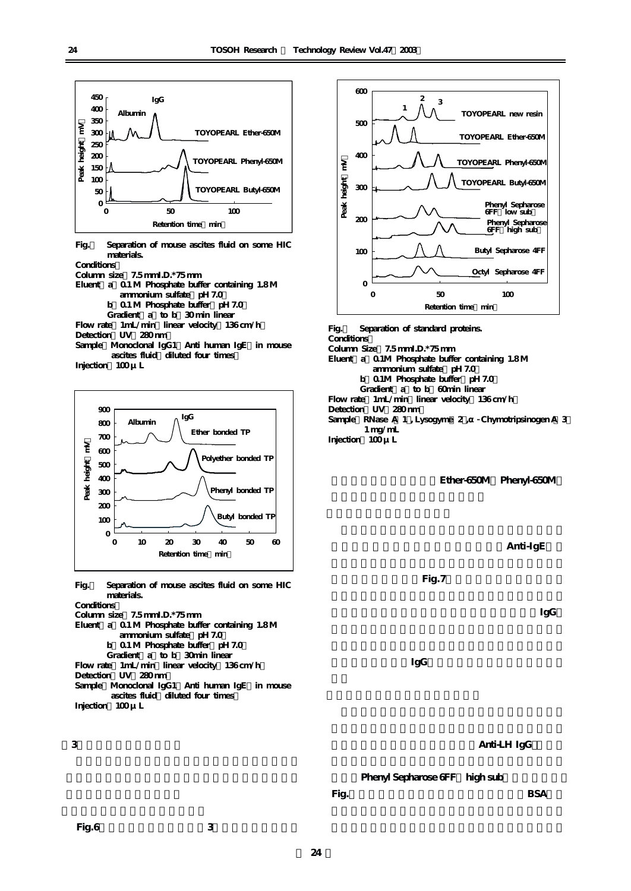Fig.　Separation of mouse ascites fluid on some HIC materials.

Conditions

Column size　7.5 mmI.D.*75 mm

Eluent　a　0.1 M Phosphate buffer containing 1.8 M ammonium sulfate　pH 7.0

b　0.1 M Phosphate buffer　pH 7.0

Gradient　a　to b　30 min linear

Flow rate　1mL/min　linear velocity　136 cm/h

Detection　UV　280 nm

Sample　Monoclonal IgG1　Anti human IgE　in mouse ascites fluid　diluted four times

Injection　100 μ L

Fig.　Separation of mouse ascites fluid on some HIC materials.

Conditions

Column size　7.5 mmI.D.*75 mm

Eluent　a　0.1 M Phosphate buffer containing 1.8 M ammonium sulfate　pH 7.0

b　0.1 M Phosphate buffer　pH 7.0

Gradient　a　to b　30min linear

Flow rate　1mL/min　linear velocity　136 cm/h

Detection　UV　280 nm

Sample　Monoclonal IgG1　Anti human IgE　in mouse ascites fluid　diluted four times

Injection　100 μ L

3

Fig.6　3

Fig.　Separation of standard proteins.

Conditions

Column Size　7.5 mmI.D.*75 mm

Eluent　a　0.1M Phosphate buffer containing 1.8 M ammonium sulfate　pH 7.0

b　0.1M Phosphate buffer　pH 7.0

Gradient　a　to b　60min linear

Flow rate　1mL/min　linear velocity　136 cm/h

Detection　UV　280 nm

Sample　RNase A　1 , Lysogyme　2 , α - Chymotripsinogen A　3　1 mg/mL

Injection　100 μ L

Ether-650M　Phenyl-650M

Anti-IgE

Fig.7

IgG

IgG

Anti-LH IgG

Phenyl Sepharose 6FF　high sub

Fig.　BSA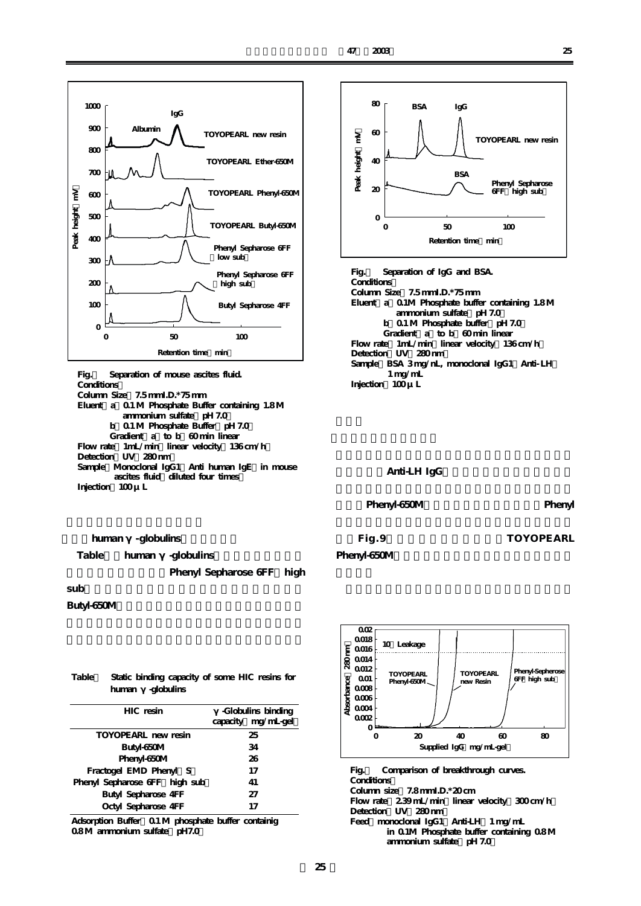Fig.　Separation of mouse ascites fluid.
Conditions
Column Size 7.5 mmI.D.*75 mm
Eluent a 0.1 M Phosphate Buffer containing 1.8 M ammonium sulfate pH 7.0
b 0.1 M Phosphate Buffer pH 7.0
Gradient a to b 60 min linear
Flow rate 1mL/min linear velocity 136 cm/h
Detection UV 280 nm
Sample Monoclonal IgG1 Anti human IgE in mouse ascites fluid diluted four times
Injection 100 µ L

human γ -globulins

Table　human γ -globulins Phenyl Sepharose 6FF high sub Butyl-650M

Table　Static binding capacity of some HIC resins for human γ -globulins

| HIC resin | γ -Globulins binding capacity mg/mL-gel |
|---|---|
| TOYOPEARL new resin | 25 |
| Butyl-650M | 34 |
| Phenyl-650M | 26 |
| Fractogel EMD Phenyl S | 17 |
| Phenyl Sepharose 6FF high sub | 41 |
| Butyl Sepharose 4FF | 27 |
| Octyl Sepharose 4FF | 17 |

Adsorption Buffer 0.1 M phosphate buffer containig 0.8 M ammonium sulfate pH7.0

Fig.　Separation of IgG and BSA.
Conditions
Column Size 7.5 mmI.D.*75 mm
Eluent a 0.1M Phosphate buffer containing 1.8 M ammonium sulfate pH 7.0
b 0.1 M Phosphate buffer pH 7.0
Gradient a to b 60 min linear
Flow rate 1mL/min linear velocity 136 cm/h
Detection UV 280 nm
Sample BSA 3 mg/nL, monoclonal IgG1 Anti-LH 1 mg/mL
Injection 100 µ L

Anti-LH IgG

Phenyl-650M Phenyl

Fig.9 TOYOPEARL Phenyl-650M

Fig.　Comparison of breakthrough curves.
Conditions
Column size 7.8 mmI.D.*20 cm
Flow rate 2.39 mL/min linear velocity 300 cm/h
Detection UV 280 nm
Feed monoclonal IgG1 Anti-LH 1 mg/mL in 0.1M Phosphate buffer containing 0.8 M ammonium sulfate pH 7.0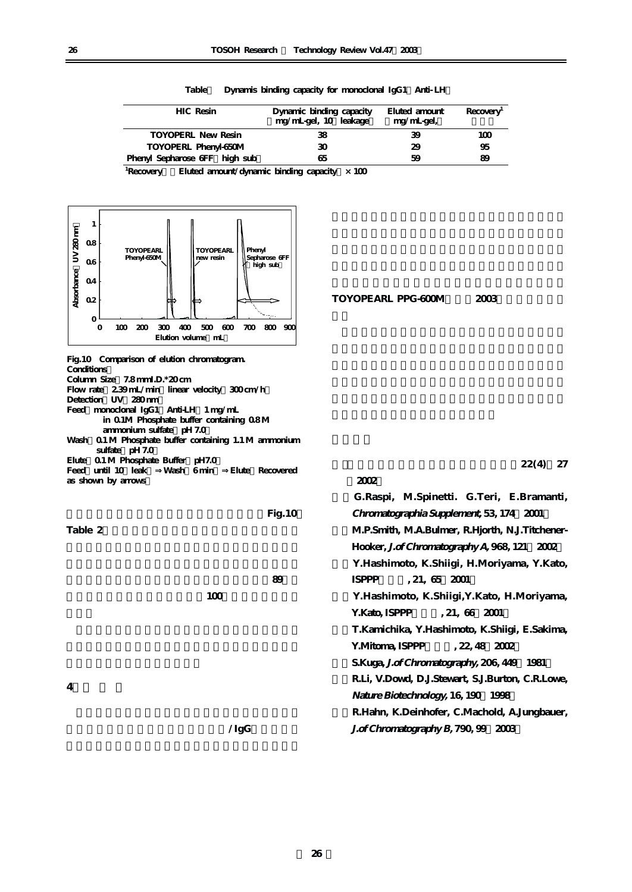Table　Dynamis binding capacity for monoclonal IgG1（Anti-LH）

| HIC Resin | Dynamic binding capacity （mg/mL-gel, 10　leakage） | Eluted amount （mg/mL-gel,） | Recovery[1] |
|---|---|---|---|
| TOYOPERL New Resin | 38 | 39 | 100 |
| TOYOPERL Phenyl-650M | 30 | 29 | 95 |
| Phenyl Sepharose 6FF（high sub） | 65 | 59 | 89 |

[1]Recovery　（Eluted amount/dynamic binding capacity）×100

Fig.10　Comparison of elution chromatogram.
Conditions：
Column Size：7.8 mmI.D.*20 cm
Flow rate：2.39 mL/min（linear velocity：300 cm/h）
Detection：UV　280 nm
Feed：monoclonal IgG1（Anti-LH）1 mg/mL
　in 0.1M Phosphate buffer containing 0.8 M ammonium sulfate（pH 7.0）
Wash：0.1 M Phosphate buffer containing 1.1 M ammonium sulfate（pH 7.0）
Elute：0.1 M Phosphate Buffer（pH7.0）
Feed（until 10　leak）⇒Wash（6 min）⇒Elute（Recovered as shown by arrows）

Fig.10

Table 2

89

100

4

/IgG

TOYOPEARL PPG-600M　2003

22(4) 27 2002

G.Raspi, M.Spinetti. G.Teri, E.Bramanti, *Chromatographia Supplement*, 53, 174（2001）

M.P.Smith, M.A.Bulmer, R.Hjorth, N.J.Titchener-Hooker, *J.of Chromatography A*, 968, 121（2002）

Y.Hashimoto, K.Shiigi, H.Moriyama, Y.Kato, ISPPP　, 21, 65（2001）

Y.Hashimoto, K.Shiigi,Y.Kato, H.Moriyama, Y.Kato, ISPPP　, 21, 66（2001）

T.Kamichika, Y.Hashimoto, K.Shiigi, E.Sakima, Y.Mitoma, ISPPP　, 22, 48（2002）

S.Kuga, *J.of Chromatography*, 206, 449（1981）

R.Li, V.Dowd, D.J.Stewart, S.J.Burton, C.R.Lowe, *Nature Biotechnology*, 16, 190（1998）

R.Hahn, K.Deinhofer, C.Machold, A.Jungbauer, *J.of Chromatography B*, 790, 99（2003）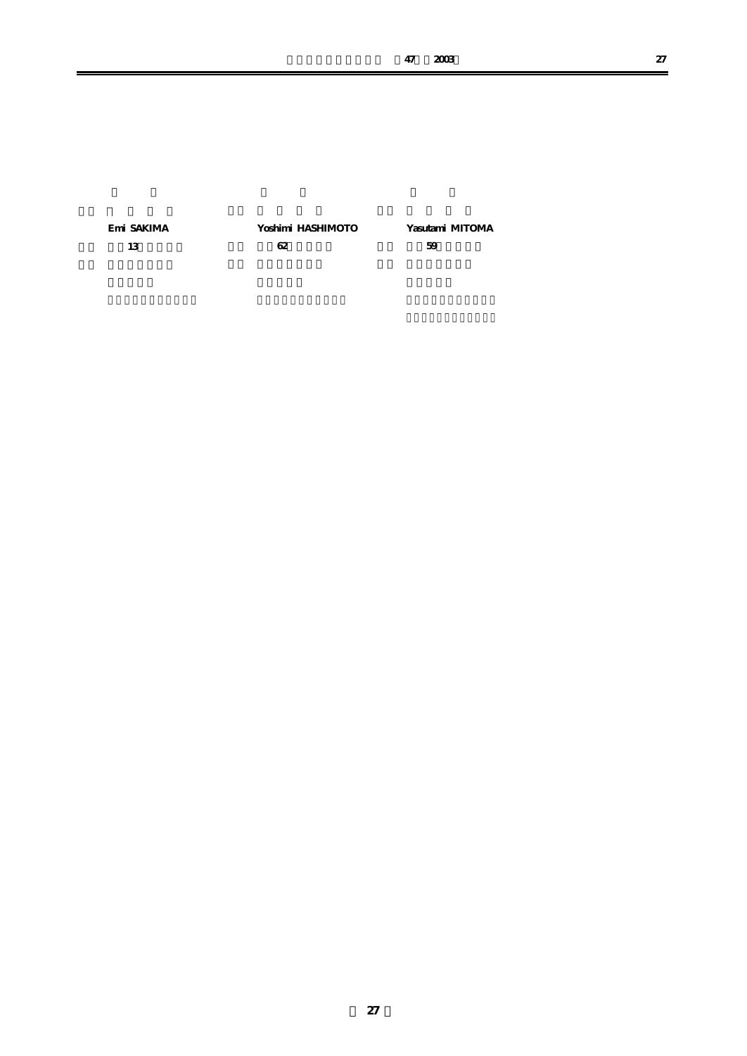Emi SAKIMA

13

Yoshimi HASHIMOTO

62

Yasutami MITOMA

59